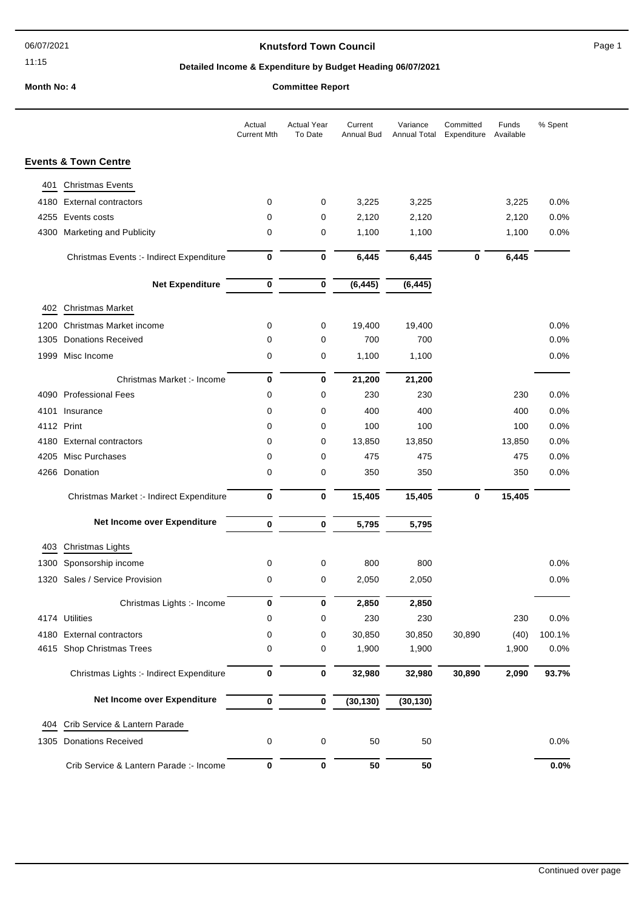# Knutsford Town Council

## Detailed Income & Expenditure by Budget Heading 06/07/2021

**Month No: 4** **Committee Report**

| | | Actual Current Mth | Actual Year To Date | Current Annual Bud | Variance Annual Total | Committed Expenditure | Funds Available | % Spent |
|---|---|---|---|---|---|---|---|---|
| **Events & Town Centre** | | | | | | | | |
| 401 | Christmas Events | | | | | | | |
| 4180 | External contractors | 0 | 0 | 3,225 | 3,225 | | 3,225 | 0.0% |
| 4255 | Events costs | 0 | 0 | 2,120 | 2,120 | | 2,120 | 0.0% |
| 4300 | Marketing and Publicity | 0 | 0 | 1,100 | 1,100 | | 1,100 | 0.0% |
| | Christmas Events :- Indirect Expenditure | **0** | **0** | **6,445** | **6,445** | **0** | **6,445** | |
| | **Net Expenditure** | **0** | **0** | **(6,445)** | **(6,445)** | | | |
| 402 | Christmas Market | | | | | | | |
| 1200 | Christmas Market income | 0 | 0 | 19,400 | 19,400 | | | 0.0% |
| 1305 | Donations Received | 0 | 0 | 700 | 700 | | | 0.0% |
| 1999 | Misc Income | 0 | 0 | 1,100 | 1,100 | | | 0.0% |
| | Christmas Market :- Income | **0** | **0** | **21,200** | **21,200** | | | |
| 4090 | Professional Fees | 0 | 0 | 230 | 230 | | 230 | 0.0% |
| 4101 | Insurance | 0 | 0 | 400 | 400 | | 400 | 0.0% |
| 4112 | Print | 0 | 0 | 100 | 100 | | 100 | 0.0% |
| 4180 | External contractors | 0 | 0 | 13,850 | 13,850 | | 13,850 | 0.0% |
| 4205 | Misc Purchases | 0 | 0 | 475 | 475 | | 475 | 0.0% |
| 4266 | Donation | 0 | 0 | 350 | 350 | | 350 | 0.0% |
| | Christmas Market :- Indirect Expenditure | **0** | **0** | **15,405** | **15,405** | **0** | **15,405** | |
| | **Net Income over Expenditure** | **0** | **0** | **5,795** | **5,795** | | | |
| 403 | Christmas Lights | | | | | | | |
| 1300 | Sponsorship income | 0 | 0 | 800 | 800 | | | 0.0% |
| 1320 | Sales / Service Provision | 0 | 0 | 2,050 | 2,050 | | | 0.0% |
| | Christmas Lights :- Income | **0** | **0** | **2,850** | **2,850** | | | |
| 4174 | Utilities | 0 | 0 | 230 | 230 | | 230 | 0.0% |
| 4180 | External contractors | 0 | 0 | 30,850 | 30,850 | 30,890 | (40) | 100.1% |
| 4615 | Shop Christmas Trees | 0 | 0 | 1,900 | 1,900 | | 1,900 | 0.0% |
| | Christmas Lights :- Indirect Expenditure | **0** | **0** | **32,980** | **32,980** | **30,890** | **2,090** | **93.7%** |
| | **Net Income over Expenditure** | **0** | **0** | **(30,130)** | **(30,130)** | | | |
| 404 | Crib Service & Lantern Parade | | | | | | | |
| 1305 | Donations Received | 0 | 0 | 50 | 50 | | | 0.0% |
| | Crib Service & Lantern Parade :- Income | **0** | **0** | **50** | **50** | | | **0.0%** |

Continued over page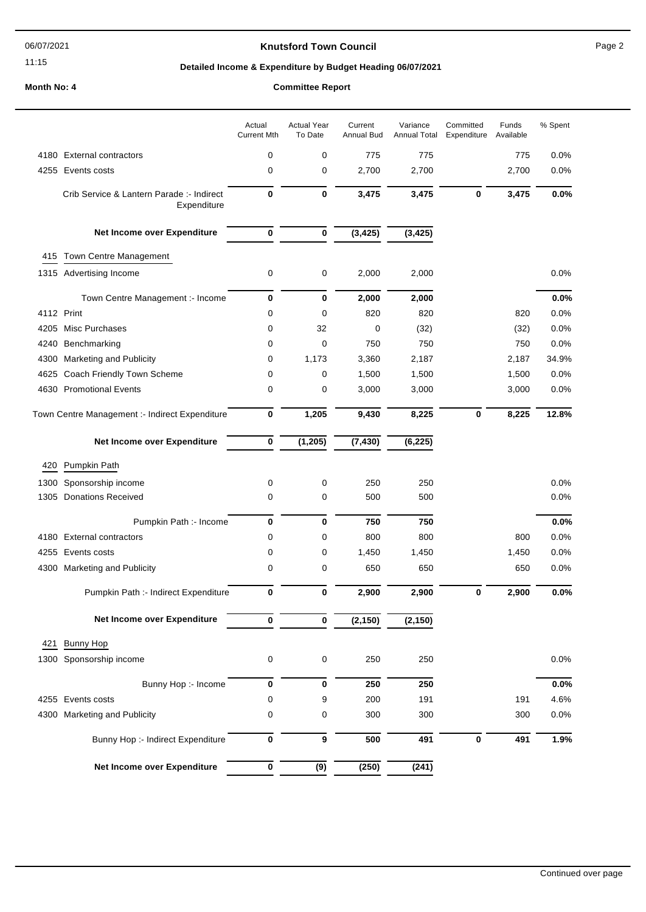# Knutsford Town Council

## Detailed Income & Expenditure by Budget Heading 06/07/2021

**Month No: 4** **Committee Report**

| | | Actual Current Mth | Actual Year To Date | Current Annual Bud | Variance Annual Total | Committed Expenditure | Funds Available | % Spent |
|---|---|---|---|---|---|---|---|---|
| 4180 | External contractors | 0 | 0 | 775 | 775 | | 775 | 0.0% |
| 4255 | Events costs | 0 | 0 | 2,700 | 2,700 | | 2,700 | 0.0% |
| | **Crib Service & Lantern Parade :- Indirect Expenditure** | **0** | **0** | **3,475** | **3,475** | **0** | **3,475** | **0.0%** |
| | **Net Income over Expenditure** | **0** | **0** | **(3,425)** | **(3,425)** | | | |
| 415 | Town Centre Management | | | | | | | |
| 1315 | Advertising Income | 0 | 0 | 2,000 | 2,000 | | | 0.0% |
| | **Town Centre Management :- Income** | **0** | **0** | **2,000** | **2,000** | | | **0.0%** |
| 4112 | Print | 0 | 0 | 820 | 820 | | 820 | 0.0% |
| 4205 | Misc Purchases | 0 | 32 | 0 | (32) | | (32) | 0.0% |
| 4240 | Benchmarking | 0 | 0 | 750 | 750 | | 750 | 0.0% |
| 4300 | Marketing and Publicity | 0 | 1,173 | 3,360 | 2,187 | | 2,187 | 34.9% |
| 4625 | Coach Friendly Town Scheme | 0 | 0 | 1,500 | 1,500 | | 1,500 | 0.0% |
| 4630 | Promotional Events | 0 | 0 | 3,000 | 3,000 | | 3,000 | 0.0% |
| | **Town Centre Management :- Indirect Expenditure** | **0** | **1,205** | **9,430** | **8,225** | **0** | **8,225** | **12.8%** |
| | **Net Income over Expenditure** | **0** | **(1,205)** | **(7,430)** | **(6,225)** | | | |
| 420 | Pumpkin Path | | | | | | | |
| 1300 | Sponsorship income | 0 | 0 | 250 | 250 | | | 0.0% |
| 1305 | Donations Received | 0 | 0 | 500 | 500 | | | 0.0% |
| | **Pumpkin Path :- Income** | **0** | **0** | **750** | **750** | | | **0.0%** |
| 4180 | External contractors | 0 | 0 | 800 | 800 | | 800 | 0.0% |
| 4255 | Events costs | 0 | 0 | 1,450 | 1,450 | | 1,450 | 0.0% |
| 4300 | Marketing and Publicity | 0 | 0 | 650 | 650 | | 650 | 0.0% |
| | **Pumpkin Path :- Indirect Expenditure** | **0** | **0** | **2,900** | **2,900** | **0** | **2,900** | **0.0%** |
| | **Net Income over Expenditure** | **0** | **0** | **(2,150)** | **(2,150)** | | | |
| 421 | Bunny Hop | | | | | | | |
| 1300 | Sponsorship income | 0 | 0 | 250 | 250 | | | 0.0% |
| | **Bunny Hop :- Income** | **0** | **0** | **250** | **250** | | | **0.0%** |
| 4255 | Events costs | 0 | 9 | 200 | 191 | | 191 | 4.6% |
| 4300 | Marketing and Publicity | 0 | 0 | 300 | 300 | | 300 | 0.0% |
| | **Bunny Hop :- Indirect Expenditure** | **0** | **9** | **500** | **491** | **0** | **491** | **1.9%** |
| | **Net Income over Expenditure** | **0** | **(9)** | **(250)** | **(241)** | | | |

Continued over page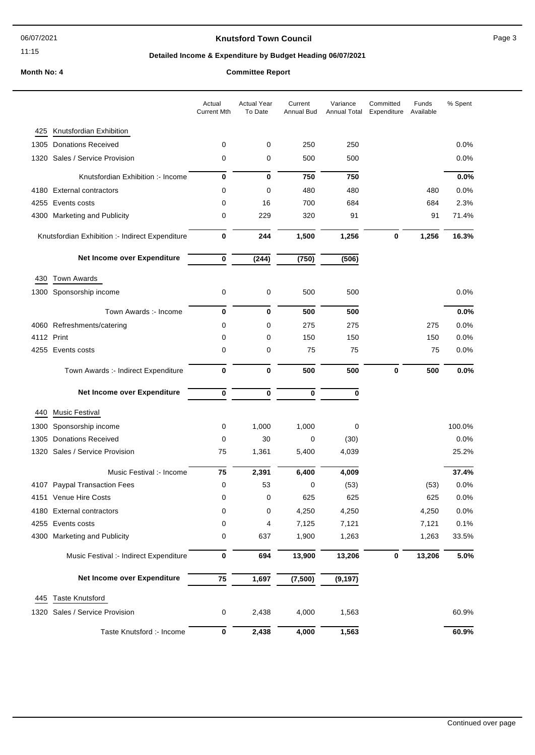# Knutsford Town Council

## Detailed Income & Expenditure by Budget Heading 06/07/2021

**Month No: 4** **Committee Report**

| | | Actual Current Mth | Actual Year To Date | Current Annual Bud | Variance Annual Total | Committed Expenditure | Funds Available | % Spent |
|---|---|---|---|---|---|---|---|---|
| 425 | Knutsfordian Exhibition | | | | | | | |
| 1305 | Donations Received | 0 | 0 | 250 | 250 | | | 0.0% |
| 1320 | Sales / Service Provision | 0 | 0 | 500 | 500 | | | 0.0% |
| | Knutsfordian Exhibition :- Income | **0** | **0** | **750** | **750** | | | **0.0%** |
| 4180 | External contractors | 0 | 0 | 480 | 480 | | 480 | 0.0% |
| 4255 | Events costs | 0 | 16 | 700 | 684 | | 684 | 2.3% |
| 4300 | Marketing and Publicity | 0 | 229 | 320 | 91 | | 91 | 71.4% |
| | Knutsfordian Exhibition :- Indirect Expenditure | **0** | **244** | **1,500** | **1,256** | **0** | **1,256** | **16.3%** |
| | **Net Income over Expenditure** | **0** | **(244)** | **(750)** | **(506)** | | | |
| 430 | Town Awards | | | | | | | |
| 1300 | Sponsorship income | 0 | 0 | 500 | 500 | | | 0.0% |
| | Town Awards :- Income | **0** | **0** | **500** | **500** | | | **0.0%** |
| 4060 | Refreshments/catering | 0 | 0 | 275 | 275 | | 275 | 0.0% |
| 4112 | Print | 0 | 0 | 150 | 150 | | 150 | 0.0% |
| 4255 | Events costs | 0 | 0 | 75 | 75 | | 75 | 0.0% |
| | Town Awards :- Indirect Expenditure | **0** | **0** | **500** | **500** | **0** | **500** | **0.0%** |
| | **Net Income over Expenditure** | **0** | **0** | **0** | **0** | | | |
| 440 | Music Festival | | | | | | | |
| 1300 | Sponsorship income | 0 | 1,000 | 1,000 | 0 | | | 100.0% |
| 1305 | Donations Received | 0 | 30 | 0 | (30) | | | 0.0% |
| 1320 | Sales / Service Provision | 75 | 1,361 | 5,400 | 4,039 | | | 25.2% |
| | Music Festival :- Income | **75** | **2,391** | **6,400** | **4,009** | | | **37.4%** |
| 4107 | Paypal Transaction Fees | 0 | 53 | 0 | (53) | | (53) | 0.0% |
| 4151 | Venue Hire Costs | 0 | 0 | 625 | 625 | | 625 | 0.0% |
| 4180 | External contractors | 0 | 0 | 4,250 | 4,250 | | 4,250 | 0.0% |
| 4255 | Events costs | 0 | 4 | 7,125 | 7,121 | | 7,121 | 0.1% |
| 4300 | Marketing and Publicity | 0 | 637 | 1,900 | 1,263 | | 1,263 | 33.5% |
| | Music Festival :- Indirect Expenditure | **0** | **694** | **13,900** | **13,206** | **0** | **13,206** | **5.0%** |
| | **Net Income over Expenditure** | **75** | **1,697** | **(7,500)** | **(9,197)** | | | |
| 445 | Taste Knutsford | | | | | | | |
| 1320 | Sales / Service Provision | 0 | 2,438 | 4,000 | 1,563 | | | 60.9% |
| | Taste Knutsford :- Income | **0** | **2,438** | **4,000** | **1,563** | | | **60.9%** |

Continued over page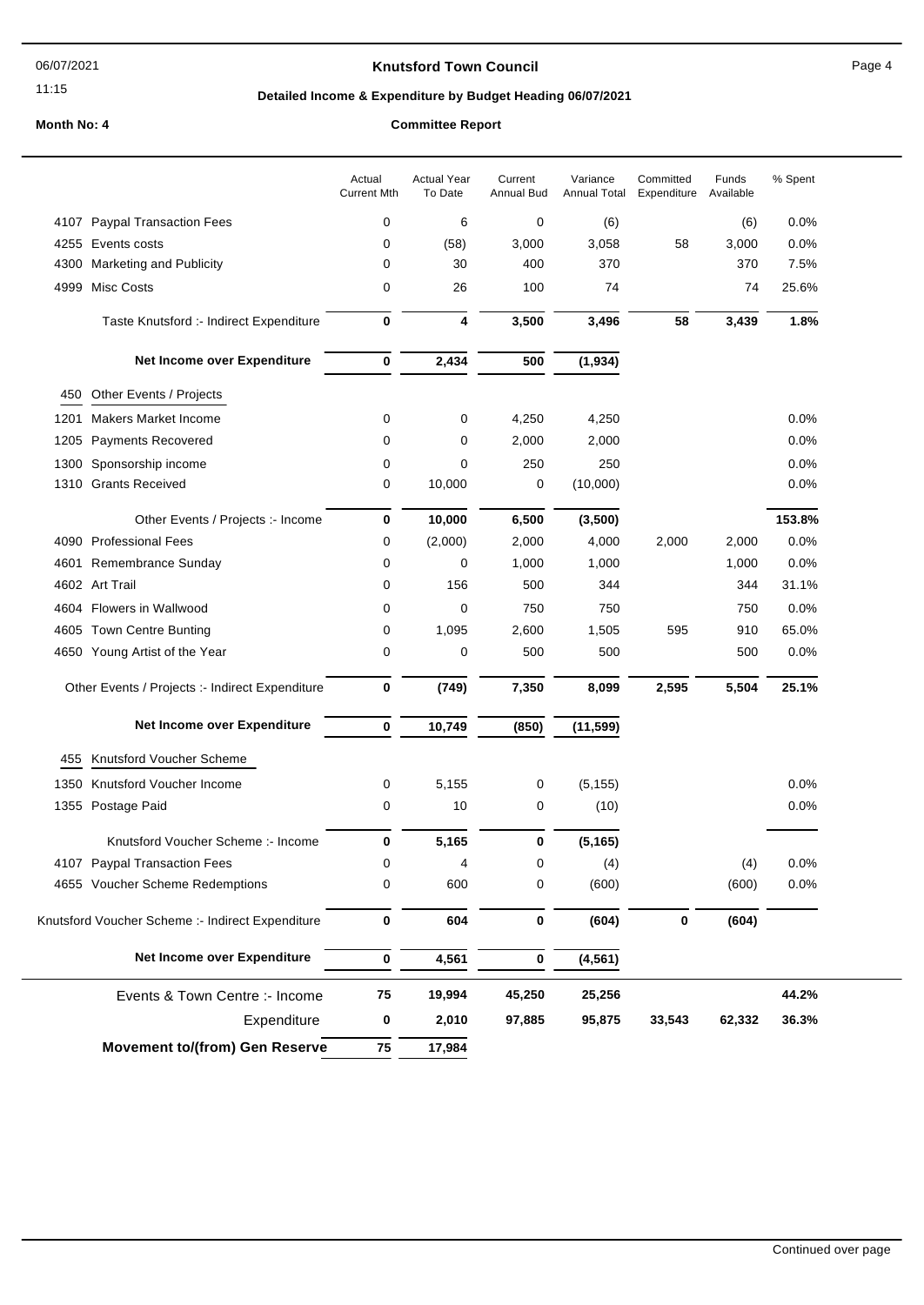# Knutsford Town Council

## Detailed Income & Expenditure by Budget Heading 06/07/2021

**Month No: 4** **Committee Report**

| | | Actual Current Mth | Actual Year To Date | Current Annual Bud | Variance Annual Total | Committed Expenditure | Funds Available | % Spent |
|---|---|---|---|---|---|---|---|---|
| 4107 | Paypal Transaction Fees | 0 | 6 | 0 | (6) | | (6) | 0.0% |
| 4255 | Events costs | 0 | (58) | 3,000 | 3,058 | 58 | 3,000 | 0.0% |
| 4300 | Marketing and Publicity | 0 | 30 | 400 | 370 | | 370 | 7.5% |
| 4999 | Misc Costs | 0 | 26 | 100 | 74 | | 74 | 25.6% |
| | **Taste Knutsford :- Indirect Expenditure** | **0** | **4** | **3,500** | **3,496** | **58** | **3,439** | **1.8%** |
| | **Net Income over Expenditure** | **0** | **2,434** | **500** | **(1,934)** | | | |
| 450 | Other Events / Projects | | | | | | | |
| 1201 | Makers Market Income | 0 | 0 | 4,250 | 4,250 | | | 0.0% |
| 1205 | Payments Recovered | 0 | 0 | 2,000 | 2,000 | | | 0.0% |
| 1300 | Sponsorship income | 0 | 0 | 250 | 250 | | | 0.0% |
| 1310 | Grants Received | 0 | 10,000 | 0 | (10,000) | | | 0.0% |
| | **Other Events / Projects :- Income** | **0** | **10,000** | **6,500** | **(3,500)** | | | **153.8%** |
| 4090 | Professional Fees | 0 | (2,000) | 2,000 | 4,000 | 2,000 | 2,000 | 0.0% |
| 4601 | Remembrance Sunday | 0 | 0 | 1,000 | 1,000 | | 1,000 | 0.0% |
| 4602 | Art Trail | 0 | 156 | 500 | 344 | | 344 | 31.1% |
| 4604 | Flowers in Wallwood | 0 | 0 | 750 | 750 | | 750 | 0.0% |
| 4605 | Town Centre Bunting | 0 | 1,095 | 2,600 | 1,505 | 595 | 910 | 65.0% |
| 4650 | Young Artist of the Year | 0 | 0 | 500 | 500 | | 500 | 0.0% |
| | **Other Events / Projects :- Indirect Expenditure** | **0** | **(749)** | **7,350** | **8,099** | **2,595** | **5,504** | **25.1%** |
| | **Net Income over Expenditure** | **0** | **10,749** | **(850)** | **(11,599)** | | | |
| 455 | Knutsford Voucher Scheme | | | | | | | |
| 1350 | Knutsford Voucher Income | 0 | 5,155 | 0 | (5,155) | | | 0.0% |
| 1355 | Postage Paid | 0 | 10 | 0 | (10) | | | 0.0% |
| | **Knutsford Voucher Scheme :- Income** | **0** | **5,165** | **0** | **(5,165)** | | | |
| 4107 | Paypal Transaction Fees | 0 | 4 | 0 | (4) | | (4) | 0.0% |
| 4655 | Voucher Scheme Redemptions | 0 | 600 | 0 | (600) | | (600) | 0.0% |
| | **Knutsford Voucher Scheme :- Indirect Expenditure** | **0** | **604** | **0** | **(604)** | **0** | **(604)** | |
| | **Net Income over Expenditure** | **0** | **4,561** | **0** | **(4,561)** | | | |
| | **Events & Town Centre :- Income** | **75** | **19,994** | **45,250** | **25,256** | | | **44.2%** |
| | **Expenditure** | **0** | **2,010** | **97,885** | **95,875** | **33,543** | **62,332** | **36.3%** |
| | **Movement to/(from) Gen Reserve** | **75** | **17,984** | | | | | |

Continued over page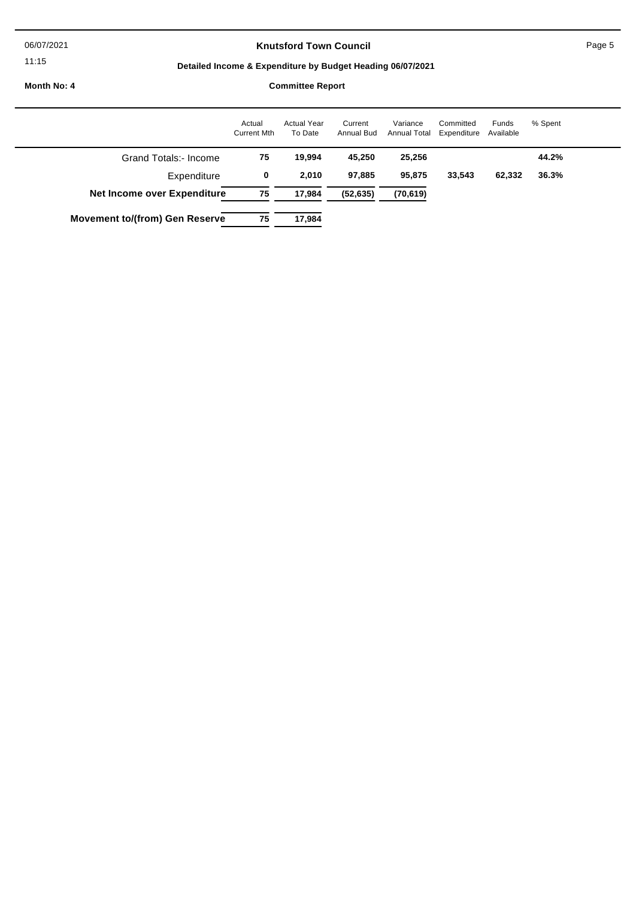# Knutsford Town Council

**Detailed Income & Expenditure by Budget Heading 06/07/2021**

**Month No: 4** **Committee Report**

| | Actual Current Mth | Actual Year To Date | Current Annual Bud | Variance Annual Total | Committed Expenditure | Funds Available | % Spent |
|---|---|---|---|---|---|---|---|
| Grand Totals:- Income | **75** | **19,994** | **45,250** | **25,256** | | | **44.2%** |
| Expenditure | **0** | **2,010** | **97,885** | **95,875** | **33,543** | **62,332** | **36.3%** |
| **Net Income over Expenditure** | **75** | **17,984** | **(52,635)** | **(70,619)** | | | |
| **Movement to/(from) Gen Reserve** | **75** | **17,984** | | | | | |